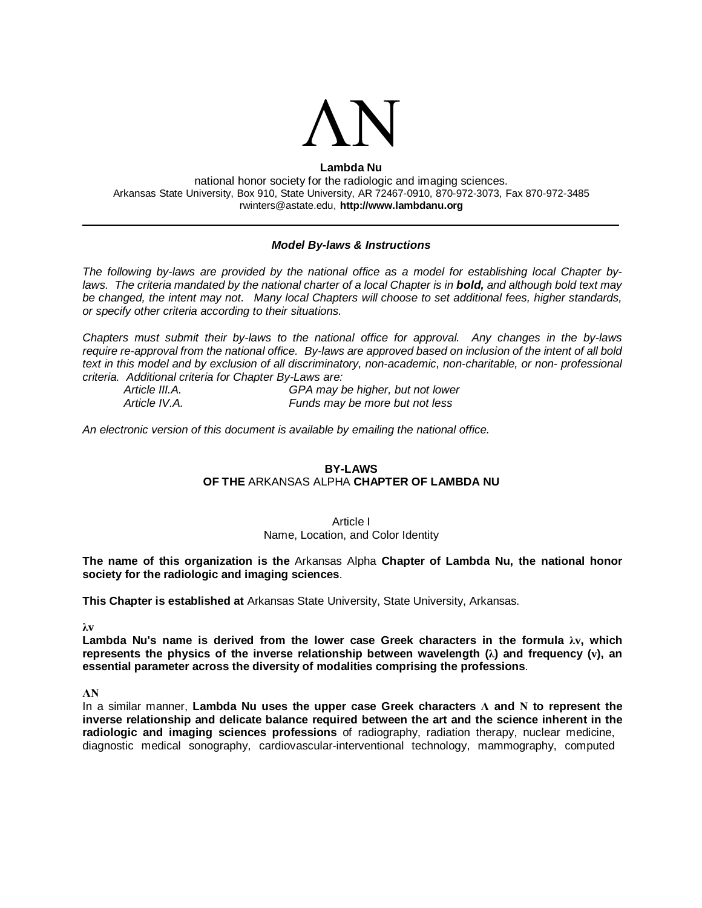# ΛΝ

**Lambda Nu**

national honor society for the radiologic and imaging sciences.
Arkansas State University, Box 910, State University, AR 72467-0910, 870-972-3073, Fax 870-972-3485
rwinters@astate.edu, **http://www.lambdanu.org**

---

***Model By-laws & Instructions***

*The following by-laws are provided by the national office as a model for establishing local Chapter by-laws. The criteria mandated by the national charter of a local Chapter is in **bold,** and although bold text may be changed, the intent may not. Many local Chapters will choose to set additional fees, higher standards, or specify other criteria according to their situations.*

*Chapters must submit their by-laws to the national office for approval. Any changes in the by-laws require re-approval from the national office. By-laws are approved based on inclusion of the intent of all bold text in this model and by exclusion of all discriminatory, non-academic, non-charitable, or non- professional criteria. Additional criteria for Chapter By-Laws are:*

| | |
|---|---|
| *Article III.A.* | *GPA may be higher, but not lower* |
| *Article IV.A.* | *Funds may be more but not less* |

*An electronic version of this document is available by emailing the national office.*

## BY-LAWS
## OF THE ARKANSAS ALPHA CHAPTER OF LAMBDA NU

### Article I
### Name, Location, and Color Identity

**The name of this organization is the** Arkansas Alpha **Chapter of Lambda Nu, the national honor society for the radiologic and imaging sciences**.

**This Chapter is established at** Arkansas State University, State University, Arkansas.

**λν**

**Lambda Nu's name is derived from the lower case Greek characters in the formula λν, which represents the physics of the inverse relationship between wavelength (λ) and frequency (ν), an essential parameter across the diversity of modalities comprising the professions**.

**ΛΝ**

In a similar manner, **Lambda Nu uses the upper case Greek characters Λ and Ν to represent the inverse relationship and delicate balance required between the art and the science inherent in the radiologic and imaging sciences professions** of radiography, radiation therapy, nuclear medicine, diagnostic medical sonography, cardiovascular-interventional technology, mammography, computed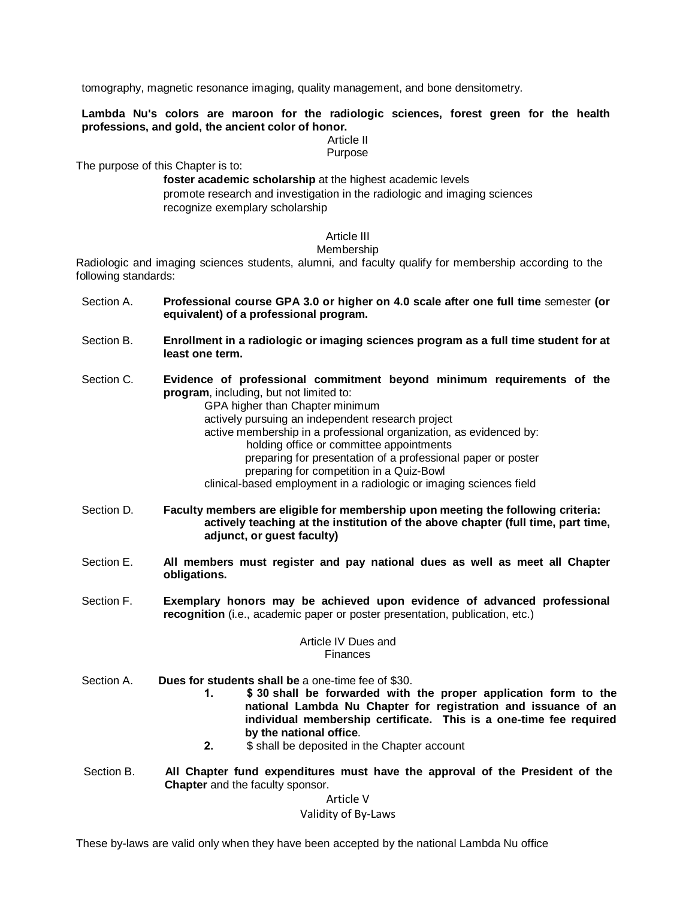tomography, magnetic resonance imaging, quality management, and bone densitometry.

**Lambda Nu's colors are maroon for the radiologic sciences, forest green for the health professions, and gold, the ancient color of honor.**

## Article II
## Purpose

The purpose of this Chapter is to:

- **foster academic scholarship** at the highest academic levels
- promote research and investigation in the radiologic and imaging sciences
- recognize exemplary scholarship

## Article III
## Membership

Radiologic and imaging sciences students, alumni, and faculty qualify for membership according to the following standards:

Section A. **Professional course GPA 3.0 or higher on 4.0 scale after one full time** semester **(or equivalent) of a professional program.**

Section B. **Enrollment in a radiologic or imaging sciences program as a full time student for at least one term.**

Section C. **Evidence of professional commitment beyond minimum requirements of the program**, including, but not limited to:

- GPA higher than Chapter minimum
- actively pursuing an independent research project
- active membership in a professional organization, as evidenced by:
  - holding office or committee appointments
  - preparing for presentation of a professional paper or poster
  - preparing for competition in a Quiz-Bowl
- clinical-based employment in a radiologic or imaging sciences field

Section D. **Faculty members are eligible for membership upon meeting the following criteria:**

- **actively teaching at the institution of the above chapter (full time, part time, adjunct, or guest faculty)**

Section E. **All members must register and pay national dues as well as meet all Chapter obligations.**

Section F. **Exemplary honors may be achieved upon evidence of advanced professional recognition** (i.e., academic paper or poster presentation, publication, etc.)

## Article IV Dues and Finances

Section A. **Dues for students shall be** a one-time fee of $30.

1. **$ 30 shall be forwarded with the proper application form to the national Lambda Nu Chapter for registration and issuance of an individual membership certificate. This is a one-time fee required by the national office**.
2. $ shall be deposited in the Chapter account

Section B. **All Chapter fund expenditures must have the approval of the President of the Chapter** and the faculty sponsor.

## Article V
## Validity of By-Laws

These by-laws are valid only when they have been accepted by the national Lambda Nu office